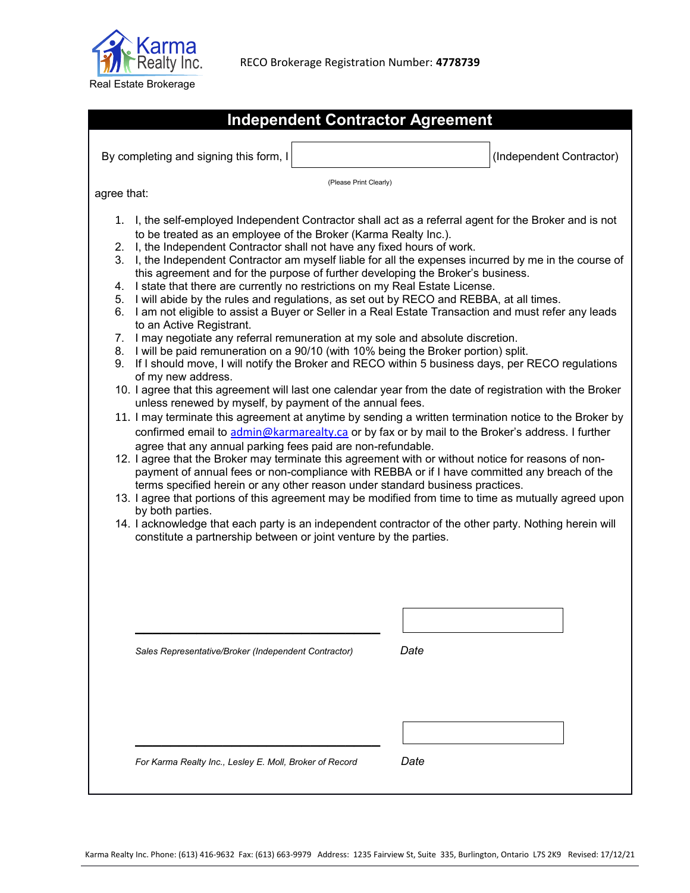Karma Realty Inc.
Real Estate Brokerage

RECO Brokerage Registration Number: **4778739**

# Independent Contractor Agreement

By completing and signing this form, I ______________________ (Independent Contractor)

(Please Print Clearly)

agree that:

1. I, the self-employed Independent Contractor shall act as a referral agent for the Broker and is not to be treated as an employee of the Broker (Karma Realty Inc.).
2. I, the Independent Contractor shall not have any fixed hours of work.
3. I, the Independent Contractor am myself liable for all the expenses incurred by me in the course of this agreement and for the purpose of further developing the Broker's business.
4. I state that there are currently no restrictions on my Real Estate License.
5. I will abide by the rules and regulations, as set out by RECO and REBBA, at all times.
6. I am not eligible to assist a Buyer or Seller in a Real Estate Transaction and must refer any leads to an Active Registrant.
7. I may negotiate any referral remuneration at my sole and absolute discretion.
8. I will be paid remuneration on a 90/10 (with 10% being the Broker portion) split.
9. If I should move, I will notify the Broker and RECO within 5 business days, per RECO regulations of my new address.
10. I agree that this agreement will last one calendar year from the date of registration with the Broker unless renewed by myself, by payment of the annual fees.
11. I may terminate this agreement at anytime by sending a written termination notice to the Broker by confirmed email to admin@karmarealty.ca or by fax or by mail to the Broker's address. I further agree that any annual parking fees paid are non-refundable.
12. I agree that the Broker may terminate this agreement with or without notice for reasons of non-payment of annual fees or non-compliance with REBBA or if I have committed any breach of the terms specified herein or any other reason under standard business practices.
13. I agree that portions of this agreement may be modified from time to time as mutually agreed upon by both parties.
14. I acknowledge that each party is an independent contractor of the other party. Nothing herein will constitute a partnership between or joint venture by the parties.

______________________________

*Sales Representative/Broker (Independent Contractor)* *Date*

______________________________

*For Karma Realty Inc., Lesley E. Moll, Broker of Record* *Date*

Karma Realty Inc. Phone: (613) 416-9632 Fax: (613) 663-9979 Address: 1235 Fairview St, Suite 335, Burlington, Ontario L7S 2K9 Revised: 17/12/21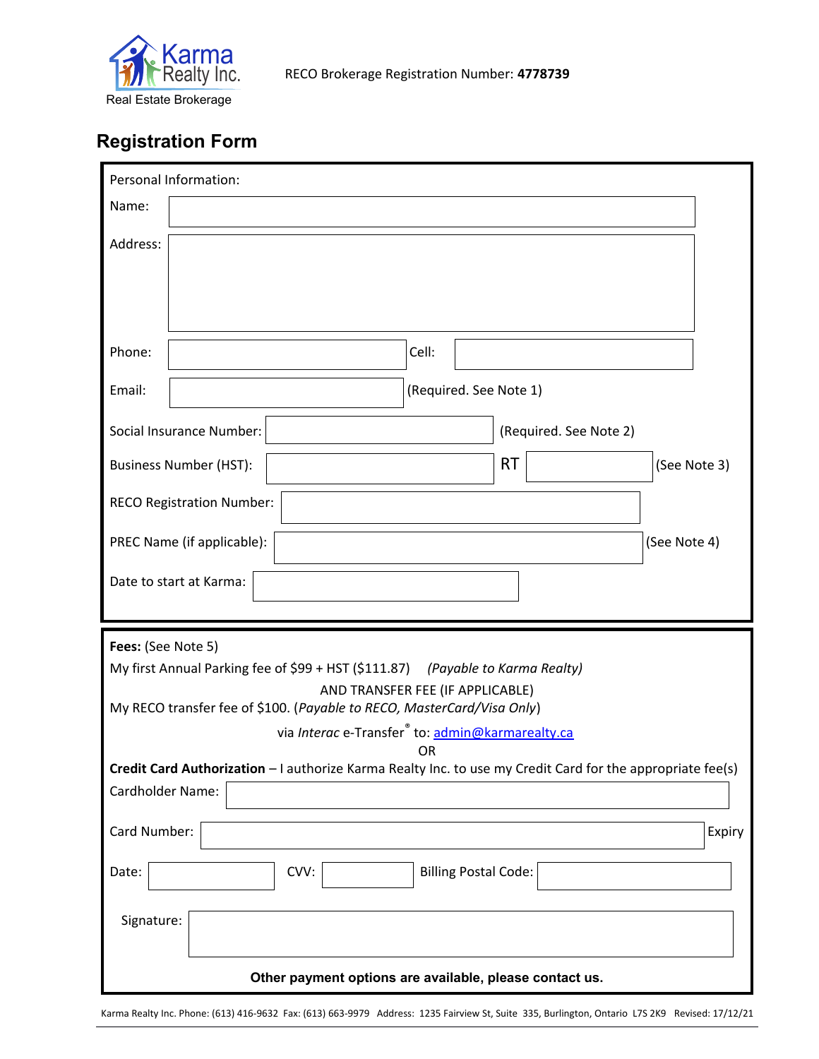Karma Realty Inc.
Real Estate Brokerage

RECO Brokerage Registration Number: **4778739**

## Registration Form

Personal Information:

Name:

Address:

Phone: Cell:

Email: (Required. See Note 1)

Social Insurance Number: (Required. See Note 2)

Business Number (HST): RT (See Note 3)

RECO Registration Number:

PREC Name (if applicable): (See Note 4)

Date to start at Karma:

**Fees:** (See Note 5)

My first Annual Parking fee of $99 + HST ($111.87) *(Payable to Karma Realty)*

AND TRANSFER FEE (IF APPLICABLE)

My RECO transfer fee of $100. (*Payable to RECO, MasterCard/Visa Only*)

via *Interac* e-Transfer® to: admin@karmarealty.ca

OR

**Credit Card Authorization** – I authorize Karma Realty Inc. to use my Credit Card for the appropriate fee(s)

Cardholder Name:

Card Number: Expiry

Date: CVV: Billing Postal Code:

Signature:

**Other payment options are available, please contact us.**

Karma Realty Inc. Phone: (613) 416-9632 Fax: (613) 663-9979 Address: 1235 Fairview St, Suite 335, Burlington, Ontario L7S 2K9 Revised: 17/12/21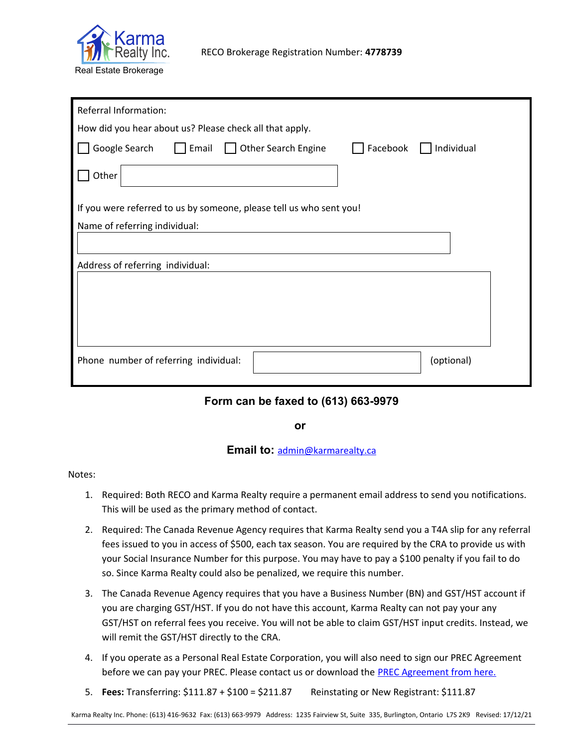Karma Realty Inc.
Real Estate Brokerage

RECO Brokerage Registration Number: **4778739**

Referral Information:

How did you hear about us? Please check all that apply.

☐ Google Search ☐ Email ☐ Other Search Engine ☐ Facebook ☐ Individual

☐ Other

If you were referred to us by someone, please tell us who sent you!

Name of referring individual:

Address of referring individual:

Phone number of referring individual: (optional)

**Form can be faxed to (613) 663-9979**

**or**

**Email to:** admin@karmarealty.ca

Notes:

1. Required: Both RECO and Karma Realty require a permanent email address to send you notifications. This will be used as the primary method of contact.
2. Required: The Canada Revenue Agency requires that Karma Realty send you a T4A slip for any referral fees issued to you in access of $500, each tax season. You are required by the CRA to provide us with your Social Insurance Number for this purpose. You may have to pay a $100 penalty if you fail to do so. Since Karma Realty could also be penalized, we require this number.
3. The Canada Revenue Agency requires that you have a Business Number (BN) and GST/HST account if you are charging GST/HST. If you do not have this account, Karma Realty can not pay your any GST/HST on referral fees you receive. You will not be able to claim GST/HST input credits. Instead, we will remit the GST/HST directly to the CRA.
4. If you operate as a Personal Real Estate Corporation, you will also need to sign our PREC Agreement before we can pay your PREC. Please contact us or download the PREC Agreement from here.
5. **Fees:** Transferring: $111.87 + $100 = $211.87 Reinstating or New Registrant: $111.87

Karma Realty Inc. Phone: (613) 416-9632 Fax: (613) 663-9979 Address: 1235 Fairview St, Suite 335, Burlington, Ontario L7S 2K9 Revised: 17/12/21